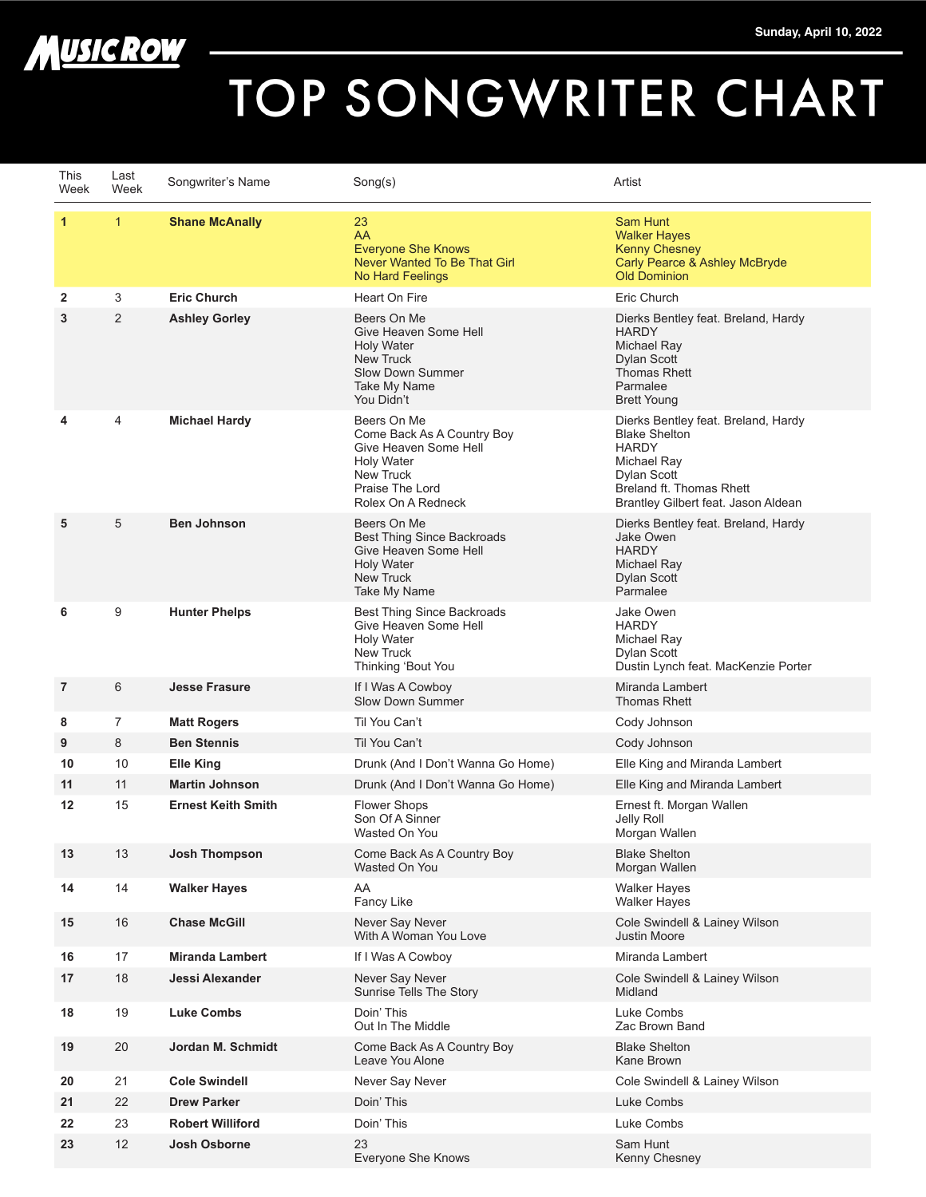MUSIC ROW

Sunday, April 10, 2022

# TOP SONGWRITER CHART

| This Week | Last Week | Songwriter's Name | Song(s) | Artist |
|---|---|---|---|---|
| **1** | 1 | **Shane McAnally** | 23<br>AA<br>Everyone She Knows<br>Never Wanted To Be That Girl<br>No Hard Feelings | Sam Hunt<br>Walker Hayes<br>Kenny Chesney<br>Carly Pearce & Ashley McBryde<br>Old Dominion |
| **2** | 3 | **Eric Church** | Heart On Fire | Eric Church |
| **3** | 2 | **Ashley Gorley** | Beers On Me<br>Give Heaven Some Hell<br>Holy Water<br>New Truck<br>Slow Down Summer<br>Take My Name<br>You Didn't | Dierks Bentley feat. Breland, Hardy<br>HARDY<br>Michael Ray<br>Dylan Scott<br>Thomas Rhett<br>Parmalee<br>Brett Young |
| **4** | 4 | **Michael Hardy** | Beers On Me<br>Come Back As A Country Boy<br>Give Heaven Some Hell<br>Holy Water<br>New Truck<br>Praise The Lord<br>Rolex On A Redneck | Dierks Bentley feat. Breland, Hardy<br>Blake Shelton<br>HARDY<br>Michael Ray<br>Dylan Scott<br>Breland ft. Thomas Rhett<br>Brantley Gilbert feat. Jason Aldean |
| **5** | 5 | **Ben Johnson** | Beers On Me<br>Best Thing Since Backroads<br>Give Heaven Some Hell<br>Holy Water<br>New Truck<br>Take My Name | Dierks Bentley feat. Breland, Hardy<br>Jake Owen<br>HARDY<br>Michael Ray<br>Dylan Scott<br>Parmalee |
| **6** | 9 | **Hunter Phelps** | Best Thing Since Backroads<br>Give Heaven Some Hell<br>Holy Water<br>New Truck<br>Thinking 'Bout You | Jake Owen<br>HARDY<br>Michael Ray<br>Dylan Scott<br>Dustin Lynch feat. MacKenzie Porter |
| **7** | 6 | **Jesse Frasure** | If I Was A Cowboy<br>Slow Down Summer | Miranda Lambert<br>Thomas Rhett |
| **8** | 7 | **Matt Rogers** | Til You Can't | Cody Johnson |
| **9** | 8 | **Ben Stennis** | Til You Can't | Cody Johnson |
| **10** | 10 | **Elle King** | Drunk (And I Don't Wanna Go Home) | Elle King and Miranda Lambert |
| **11** | 11 | **Martin Johnson** | Drunk (And I Don't Wanna Go Home) | Elle King and Miranda Lambert |
| **12** | 15 | **Ernest Keith Smith** | Flower Shops<br>Son Of A Sinner<br>Wasted On You | Ernest ft. Morgan Wallen<br>Jelly Roll<br>Morgan Wallen |
| **13** | 13 | **Josh Thompson** | Come Back As A Country Boy<br>Wasted On You | Blake Shelton<br>Morgan Wallen |
| **14** | 14 | **Walker Hayes** | AA<br>Fancy Like | Walker Hayes<br>Walker Hayes |
| **15** | 16 | **Chase McGill** | Never Say Never<br>With A Woman You Love | Cole Swindell & Lainey Wilson<br>Justin Moore |
| **16** | 17 | **Miranda Lambert** | If I Was A Cowboy | Miranda Lambert |
| **17** | 18 | **Jessi Alexander** | Never Say Never<br>Sunrise Tells The Story | Cole Swindell & Lainey Wilson<br>Midland |
| **18** | 19 | **Luke Combs** | Doin' This<br>Out In The Middle | Luke Combs<br>Zac Brown Band |
| **19** | 20 | **Jordan M. Schmidt** | Come Back As A Country Boy<br>Leave You Alone | Blake Shelton<br>Kane Brown |
| **20** | 21 | **Cole Swindell** | Never Say Never | Cole Swindell & Lainey Wilson |
| **21** | 22 | **Drew Parker** | Doin' This | Luke Combs |
| **22** | 23 | **Robert Williford** | Doin' This | Luke Combs |
| **23** | 12 | **Josh Osborne** | 23<br>Everyone She Knows | Sam Hunt<br>Kenny Chesney |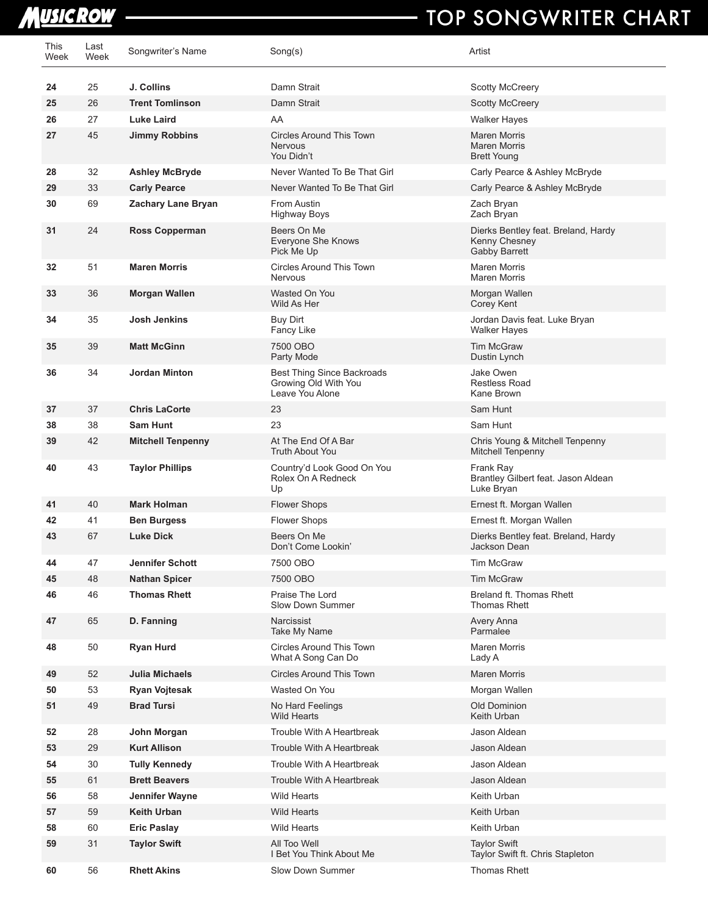# TOP SONGWRITER CHART

| This Week | Last Week | Songwriter's Name | Song(s) | Artist |
|---|---|---|---|---|
| 24 | 25 | **J. Collins** | Damn Strait | Scotty McCreery |
| 25 | 26 | **Trent Tomlinson** | Damn Strait | Scotty McCreery |
| 26 | 27 | **Luke Laird** | AA | Walker Hayes |
| 27 | 45 | **Jimmy Robbins** | Circles Around This Town<br>Nervous<br>You Didn't | Maren Morris<br>Maren Morris<br>Brett Young |
| 28 | 32 | **Ashley McBryde** | Never Wanted To Be That Girl | Carly Pearce & Ashley McBryde |
| 29 | 33 | **Carly Pearce** | Never Wanted To Be That Girl | Carly Pearce & Ashley McBryde |
| 30 | 69 | **Zachary Lane Bryan** | From Austin<br>Highway Boys | Zach Bryan<br>Zach Bryan |
| 31 | 24 | **Ross Copperman** | Beers On Me<br>Everyone She Knows<br>Pick Me Up | Dierks Bentley feat. Breland, Hardy<br>Kenny Chesney<br>Gabby Barrett |
| 32 | 51 | **Maren Morris** | Circles Around This Town<br>Nervous | Maren Morris<br>Maren Morris |
| 33 | 36 | **Morgan Wallen** | Wasted On You<br>Wild As Her | Morgan Wallen<br>Corey Kent |
| 34 | 35 | **Josh Jenkins** | Buy Dirt<br>Fancy Like | Jordan Davis feat. Luke Bryan<br>Walker Hayes |
| 35 | 39 | **Matt McGinn** | 7500 OBO<br>Party Mode | Tim McGraw<br>Dustin Lynch |
| 36 | 34 | **Jordan Minton** | Best Thing Since Backroads<br>Growing Old With You<br>Leave You Alone | Jake Owen<br>Restless Road<br>Kane Brown |
| 37 | 37 | **Chris LaCorte** | 23 | Sam Hunt |
| 38 | 38 | **Sam Hunt** | 23 | Sam Hunt |
| 39 | 42 | **Mitchell Tenpenny** | At The End Of A Bar<br>Truth About You | Chris Young & Mitchell Tenpenny<br>Mitchell Tenpenny |
| 40 | 43 | **Taylor Phillips** | Country'd Look Good On You<br>Rolex On A Redneck<br>Up | Frank Ray<br>Brantley Gilbert feat. Jason Aldean<br>Luke Bryan |
| 41 | 40 | **Mark Holman** | Flower Shops | Ernest ft. Morgan Wallen |
| 42 | 41 | **Ben Burgess** | Flower Shops | Ernest ft. Morgan Wallen |
| 43 | 67 | **Luke Dick** | Beers On Me<br>Don't Come Lookin' | Dierks Bentley feat. Breland, Hardy<br>Jackson Dean |
| 44 | 47 | **Jennifer Schott** | 7500 OBO | Tim McGraw |
| 45 | 48 | **Nathan Spicer** | 7500 OBO | Tim McGraw |
| 46 | 46 | **Thomas Rhett** | Praise The Lord<br>Slow Down Summer | Breland ft. Thomas Rhett<br>Thomas Rhett |
| 47 | 65 | **D. Fanning** | Narcissist<br>Take My Name | Avery Anna<br>Parmalee |
| 48 | 50 | **Ryan Hurd** | Circles Around This Town<br>What A Song Can Do | Maren Morris<br>Lady A |
| 49 | 52 | **Julia Michaels** | Circles Around This Town | Maren Morris |
| 50 | 53 | **Ryan Vojtesak** | Wasted On You | Morgan Wallen |
| 51 | 49 | **Brad Tursi** | No Hard Feelings<br>Wild Hearts | Old Dominion<br>Keith Urban |
| 52 | 28 | **John Morgan** | Trouble With A Heartbreak | Jason Aldean |
| 53 | 29 | **Kurt Allison** | Trouble With A Heartbreak | Jason Aldean |
| 54 | 30 | **Tully Kennedy** | Trouble With A Heartbreak | Jason Aldean |
| 55 | 61 | **Brett Beavers** | Trouble With A Heartbreak | Jason Aldean |
| 56 | 58 | **Jennifer Wayne** | Wild Hearts | Keith Urban |
| 57 | 59 | **Keith Urban** | Wild Hearts | Keith Urban |
| 58 | 60 | **Eric Paslay** | Wild Hearts | Keith Urban |
| 59 | 31 | **Taylor Swift** | All Too Well<br>I Bet You Think About Me | Taylor Swift<br>Taylor Swift ft. Chris Stapleton |
| 60 | 56 | **Rhett Akins** | Slow Down Summer | Thomas Rhett |